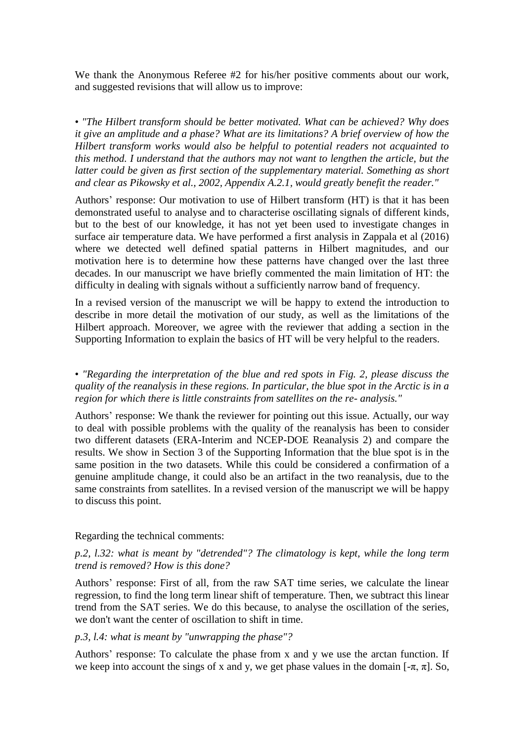We thank the Anonymous Referee #2 for his/her positive comments about our work, and suggested revisions that will allow us to improve:

• *"The Hilbert transform should be better motivated. What can be achieved? Why does it give an amplitude and a phase? What are its limitations? A brief overview of how the Hilbert transform works would also be helpful to potential readers not acquainted to this method. I understand that the authors may not want to lengthen the article, but the latter could be given as first section of the supplementary material. Something as short and clear as Pikowsky et al., 2002, Appendix A.2.1, would greatly benefit the reader."*

Authors' response: Our motivation to use of Hilbert transform (HT) is that it has been demonstrated useful to analyse and to characterise oscillating signals of different kinds, but to the best of our knowledge, it has not yet been used to investigate changes in surface air temperature data. We have performed a first analysis in Zappala et al (2016) where we detected well defined spatial patterns in Hilbert magnitudes, and our motivation here is to determine how these patterns have changed over the last three decades. In our manuscript we have briefly commented the main limitation of HT: the difficulty in dealing with signals without a sufficiently narrow band of frequency.

In a revised version of the manuscript we will be happy to extend the introduction to describe in more detail the motivation of our study, as well as the limitations of the Hilbert approach. Moreover, we agree with the reviewer that adding a section in the Supporting Information to explain the basics of HT will be very helpful to the readers.

• *"Regarding the interpretation of the blue and red spots in Fig. 2, please discuss the quality of the reanalysis in these regions. In particular, the blue spot in the Arctic is in a region for which there is little constraints from satellites on the re- analysis."*

Authors' response: We thank the reviewer for pointing out this issue. Actually, our way to deal with possible problems with the quality of the reanalysis has been to consider two different datasets (ERA-Interim and NCEP-DOE Reanalysis 2) and compare the results. We show in Section 3 of the Supporting Information that the blue spot is in the same position in the two datasets. While this could be considered a confirmation of a genuine amplitude change, it could also be an artifact in the two reanalysis, due to the same constraints from satellites. In a revised version of the manuscript we will be happy to discuss this point.

Regarding the technical comments:

*p.2, l.32: what is meant by "detrended"? The climatology is kept, while the long term trend is removed? How is this done?*

Authors' response: First of all, from the raw SAT time series, we calculate the linear regression, to find the long term linear shift of temperature. Then, we subtract this linear trend from the SAT series. We do this because, to analyse the oscillation of the series, we don't want the center of oscillation to shift in time.

*p.3, l.4: what is meant by "unwrapping the phase"?*

Authors' response: To calculate the phase from x and y we use the arctan function. If we keep into account the sings of x and y, we get phase values in the domain $[-\pi, \pi]$. So,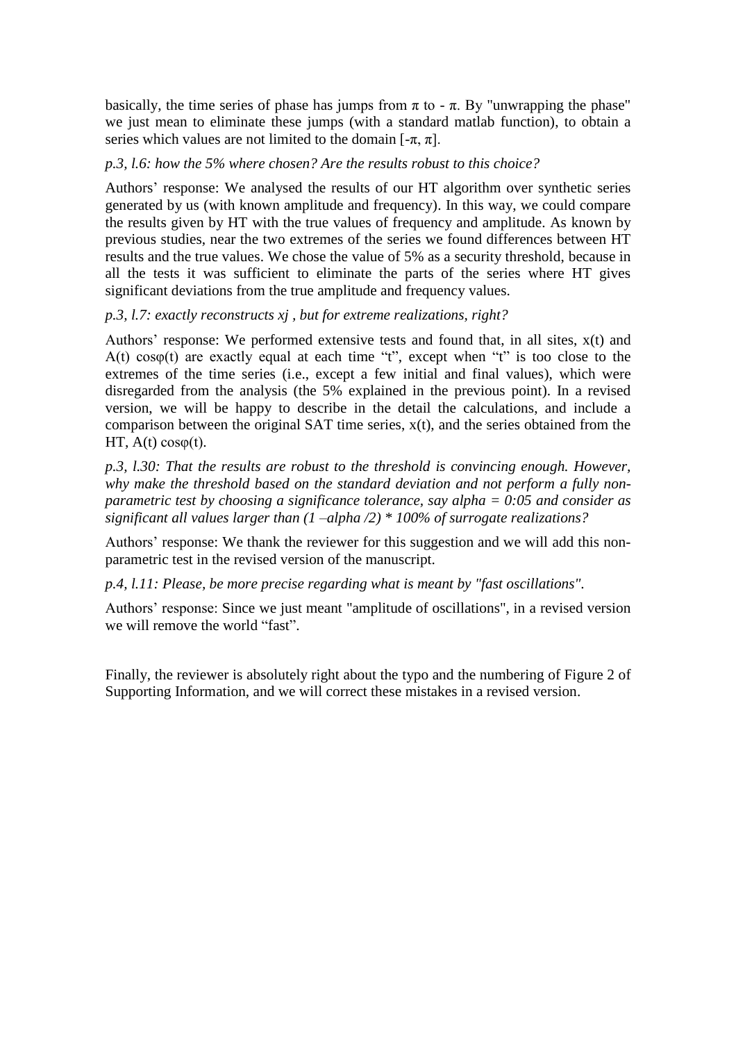basically, the time series of phase has jumps from $\pi$ to - $\pi$. By "unwrapping the phase" we just mean to eliminate these jumps (with a standard matlab function), to obtain a series which values are not limited to the domain $[-\pi, \pi]$.

*p.3, l.6: how the 5% where chosen? Are the results robust to this choice?*

Authors' response: We analysed the results of our HT algorithm over synthetic series generated by us (with known amplitude and frequency). In this way, we could compare the results given by HT with the true values of frequency and amplitude. As known by previous studies, near the two extremes of the series we found differences between HT results and the true values. We chose the value of 5% as a security threshold, because in all the tests it was sufficient to eliminate the parts of the series where HT gives significant deviations from the true amplitude and frequency values.

*p.3, l.7: exactly reconstructs xj , but for extreme realizations, right?*

Authors' response: We performed extensive tests and found that, in all sites, $x(t)$ and $A(t) \cos\varphi(t)$ are exactly equal at each time "t", except when "t" is too close to the extremes of the time series (i.e., except a few initial and final values), which were disregarded from the analysis (the 5% explained in the previous point). In a revised version, we will be happy to describe in the detail the calculations, and include a comparison between the original SAT time series, $x(t)$, and the series obtained from the HT, $A(t) \cos\varphi(t)$.

*p.3, l.30: That the results are robust to the threshold is convincing enough. However, why make the threshold based on the standard deviation and not perform a fully non-parametric test by choosing a significance tolerance, say alpha = 0:05 and consider as significant all values larger than (1 –alpha /2) * 100% of surrogate realizations?*

Authors' response: We thank the reviewer for this suggestion and we will add this non-parametric test in the revised version of the manuscript.

*p.4, l.11: Please, be more precise regarding what is meant by "fast oscillations".*

Authors' response: Since we just meant "amplitude of oscillations", in a revised version we will remove the world "fast".

Finally, the reviewer is absolutely right about the typo and the numbering of Figure 2 of Supporting Information, and we will correct these mistakes in a revised version.